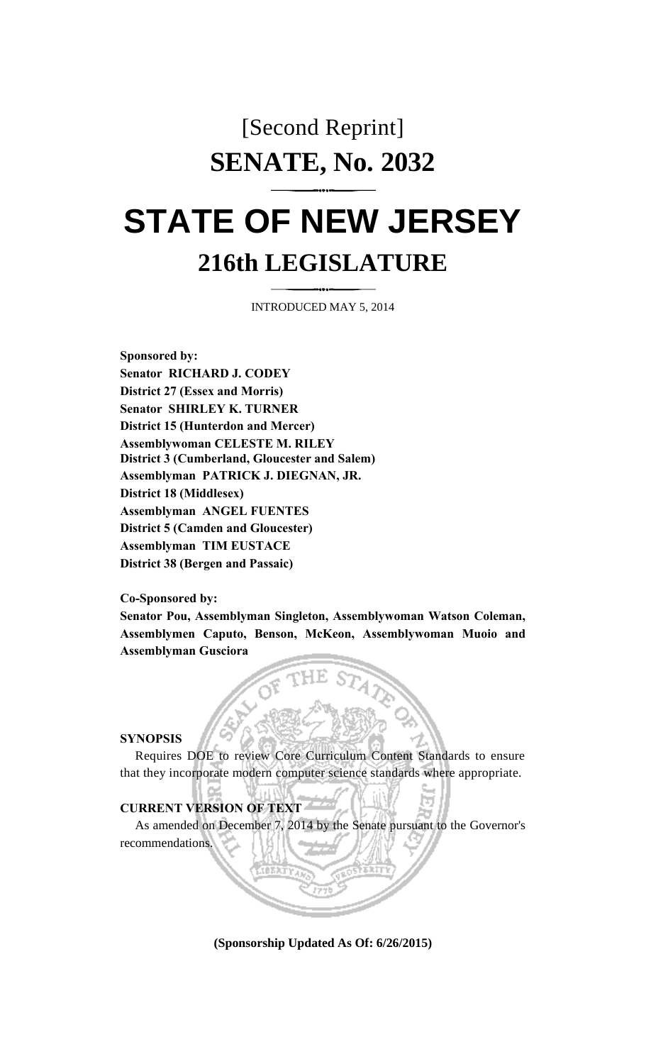# [Second Reprint]

# SENATE, No. 2032

# STATE OF NEW JERSEY

## 216th LEGISLATURE

INTRODUCED MAY 5, 2014

**Sponsored by:**
**Senator RICHARD J. CODEY**
**District 27 (Essex and Morris)**
**Senator SHIRLEY K. TURNER**
**District 15 (Hunterdon and Mercer)**
**Assemblywoman CELESTE M. RILEY**
**District 3 (Cumberland, Gloucester and Salem)**
**Assemblyman PATRICK J. DIEGNAN, JR.**
**District 18 (Middlesex)**
**Assemblyman ANGEL FUENTES**
**District 5 (Camden and Gloucester)**
**Assemblyman TIM EUSTACE**
**District 38 (Bergen and Passaic)**

**Co-Sponsored by:**
**Senator Pou, Assemblyman Singleton, Assemblywoman Watson Coleman, Assemblymen Caputo, Benson, McKeon, Assemblywoman Muoio and Assemblyman Gusciora**

**SYNOPSIS**

Requires DOE to review Core Curriculum Content Standards to ensure that they incorporate modern computer science standards where appropriate.

**CURRENT VERSION OF TEXT**

As amended on December 7, 2014 by the Senate pursuant to the Governor's recommendations.

**(Sponsorship Updated As Of: 6/26/2015)**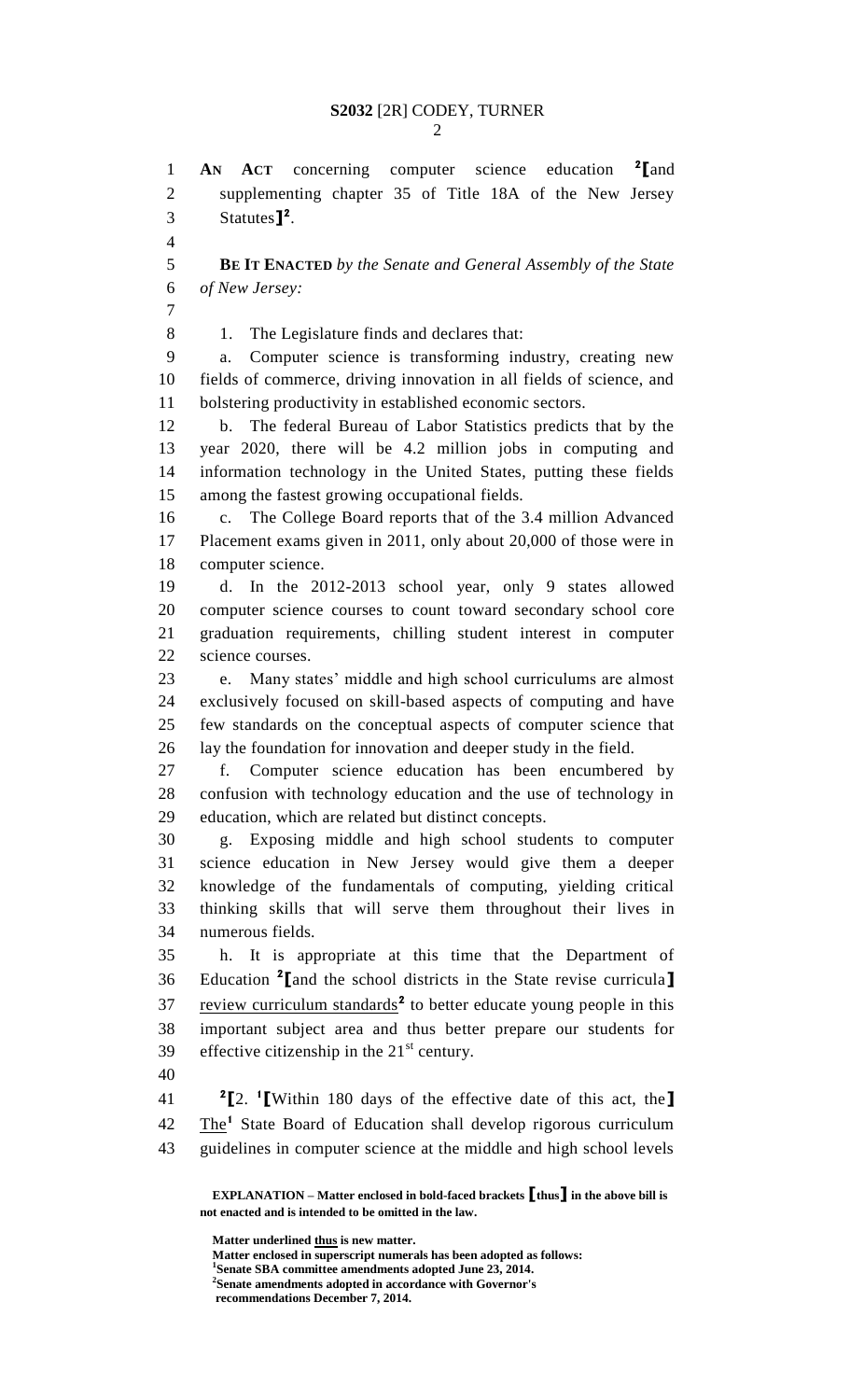**AN ACT** concerning computer science education [2]⟦and supplementing chapter 35 of Title 18A of the New Jersey Statutes⟧[2].

**BE IT ENACTED** *by the Senate and General Assembly of the State of New Jersey:*

1. The Legislature finds and declares that:

a. Computer science is transforming industry, creating new fields of commerce, driving innovation in all fields of science, and bolstering productivity in established economic sectors.

b. The federal Bureau of Labor Statistics predicts that by the year 2020, there will be 4.2 million jobs in computing and information technology in the United States, putting these fields among the fastest growing occupational fields.

c. The College Board reports that of the 3.4 million Advanced Placement exams given in 2011, only about 20,000 of those were in computer science.

d. In the 2012-2013 school year, only 9 states allowed computer science courses to count toward secondary school core graduation requirements, chilling student interest in computer science courses.

e. Many states' middle and high school curriculums are almost exclusively focused on skill-based aspects of computing and have few standards on the conceptual aspects of computer science that lay the foundation for innovation and deeper study in the field.

f. Computer science education has been encumbered by confusion with technology education and the use of technology in education, which are related but distinct concepts.

g. Exposing middle and high school students to computer science education in New Jersey would give them a deeper knowledge of the fundamentals of computing, yielding critical thinking skills that will serve them throughout their lives in numerous fields.

h. It is appropriate at this time that the Department of Education [2]⟦and the school districts in the State revise curricula⟧ review curriculum standards[2] to better educate young people in this important subject area and thus better prepare our students for effective citizenship in the 21st century.

[2]⟦2. [1]⟦Within 180 days of the effective date of this act, the⟧ The[1] State Board of Education shall develop rigorous curriculum guidelines in computer science at the middle and high school levels

**EXPLANATION – Matter enclosed in bold-faced brackets ⟦thus⟧ in the above bill is not enacted and is intended to be omitted in the law.**

**Matter underlined thus is new matter.**
**Matter enclosed in superscript numerals has been adopted as follows:**
[1]**Senate SBA committee amendments adopted June 23, 2014.**
[2]**Senate amendments adopted in accordance with Governor's recommendations December 7, 2014.**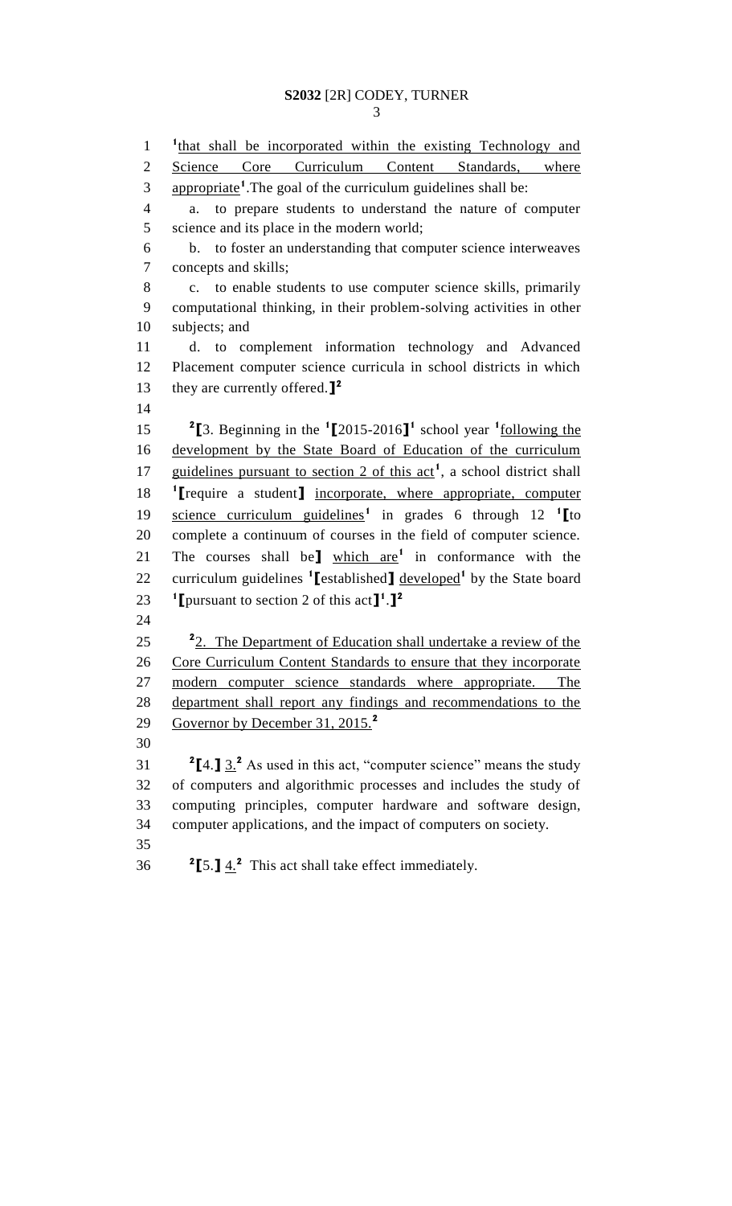[1]that shall be incorporated within the existing Technology and Science Core Curriculum Content Standards, where appropriate[1].The goal of the curriculum guidelines shall be:

a. to prepare students to understand the nature of computer science and its place in the modern world;

b. to foster an understanding that computer science interweaves concepts and skills;

c. to enable students to use computer science skills, primarily computational thinking, in their problem-solving activities in other subjects; and

d. to complement information technology and Advanced Placement computer science curricula in school districts in which they are currently offered.]][2]

[2][3. Beginning in the [1][2015-2016][1] school year [1]following the development by the State Board of Education of the curriculum guidelines pursuant to section 2 of this act[1], a school district shall [1][require a student] incorporate, where appropriate, computer science curriculum guidelines[1] in grades 6 through 12 [1][to complete a continuum of courses in the field of computer science. The courses shall be] which are[1] in conformance with the curriculum guidelines [1][established] developed[1] by the State board [1][pursuant to section 2 of this act][1].][2]

[2]2. The Department of Education shall undertake a review of the Core Curriculum Content Standards to ensure that they incorporate modern computer science standards where appropriate. The department shall report any findings and recommendations to the Governor by December 31, 2015.[2]

[2][4.] 3.[2] As used in this act, "computer science" means the study of computers and algorithmic processes and includes the study of computing principles, computer hardware and software design, computer applications, and the impact of computers on society.

[2][5.] 4.[2] This act shall take effect immediately.